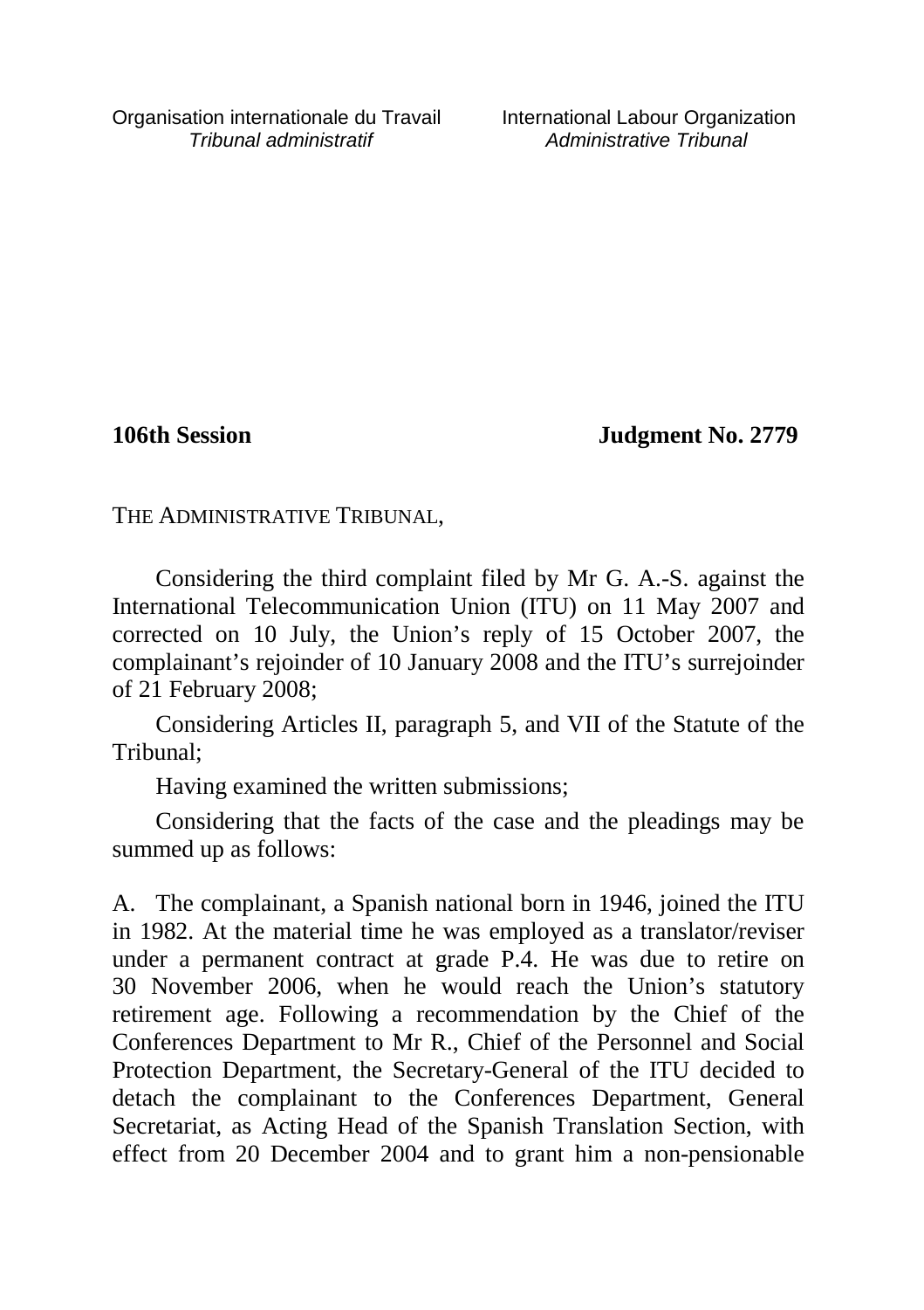Organisation internationale du Travail
*Tribunal administratif*

International Labour Organization
*Administrative Tribunal*

**106th Session** **Judgment No. 2779**

THE ADMINISTRATIVE TRIBUNAL,

Considering the third complaint filed by Mr G. A.-S. against the International Telecommunication Union (ITU) on 11 May 2007 and corrected on 10 July, the Union's reply of 15 October 2007, the complainant's rejoinder of 10 January 2008 and the ITU's surrejoinder of 21 February 2008;

Considering Articles II, paragraph 5, and VII of the Statute of the Tribunal;

Having examined the written submissions;

Considering that the facts of the case and the pleadings may be summed up as follows:

A. The complainant, a Spanish national born in 1946, joined the ITU in 1982. At the material time he was employed as a translator/reviser under a permanent contract at grade P.4. He was due to retire on 30 November 2006, when he would reach the Union's statutory retirement age. Following a recommendation by the Chief of the Conferences Department to Mr R., Chief of the Personnel and Social Protection Department, the Secretary-General of the ITU decided to detach the complainant to the Conferences Department, General Secretariat, as Acting Head of the Spanish Translation Section, with effect from 20 December 2004 and to grant him a non-pensionable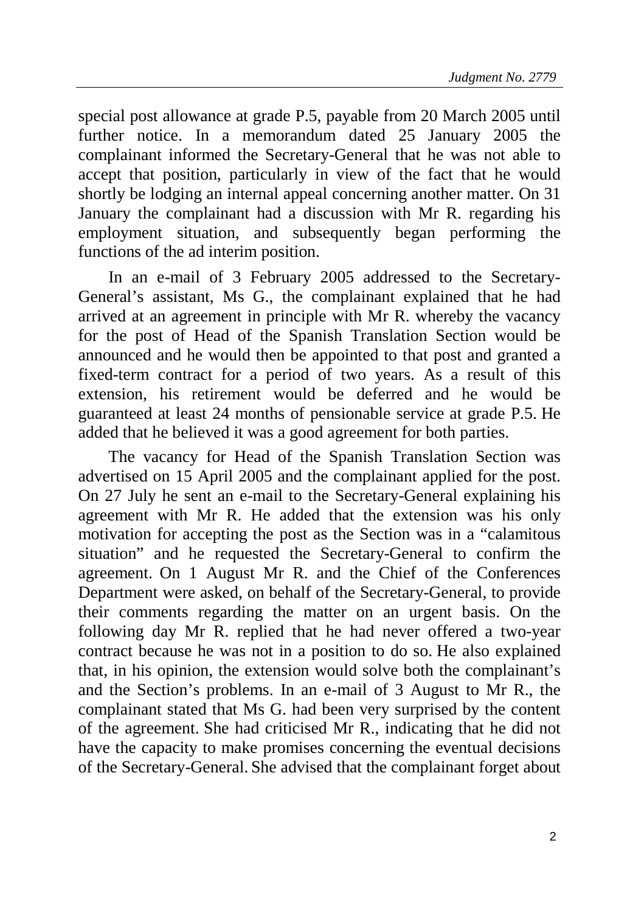special post allowance at grade P.5, payable from 20 March 2005 until further notice. In a memorandum dated 25 January 2005 the complainant informed the Secretary-General that he was not able to accept that position, particularly in view of the fact that he would shortly be lodging an internal appeal concerning another matter. On 31 January the complainant had a discussion with Mr R. regarding his employment situation, and subsequently began performing the functions of the ad interim position.

In an e-mail of 3 February 2005 addressed to the Secretary-General's assistant, Ms G., the complainant explained that he had arrived at an agreement in principle with Mr R. whereby the vacancy for the post of Head of the Spanish Translation Section would be announced and he would then be appointed to that post and granted a fixed-term contract for a period of two years. As a result of this extension, his retirement would be deferred and he would be guaranteed at least 24 months of pensionable service at grade P.5. He added that he believed it was a good agreement for both parties.

The vacancy for Head of the Spanish Translation Section was advertised on 15 April 2005 and the complainant applied for the post. On 27 July he sent an e-mail to the Secretary-General explaining his agreement with Mr R. He added that the extension was his only motivation for accepting the post as the Section was in a "calamitous situation" and he requested the Secretary-General to confirm the agreement. On 1 August Mr R. and the Chief of the Conferences Department were asked, on behalf of the Secretary-General, to provide their comments regarding the matter on an urgent basis. On the following day Mr R. replied that he had never offered a two-year contract because he was not in a position to do so. He also explained that, in his opinion, the extension would solve both the complainant's and the Section's problems. In an e-mail of 3 August to Mr R., the complainant stated that Ms G. had been very surprised by the content of the agreement. She had criticised Mr R., indicating that he did not have the capacity to make promises concerning the eventual decisions of the Secretary-General. She advised that the complainant forget about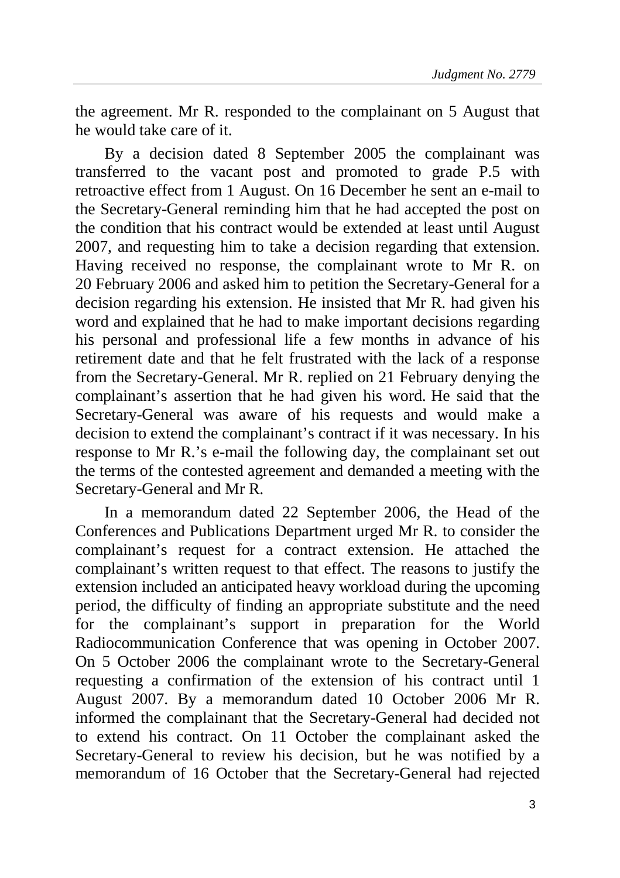the agreement. Mr R. responded to the complainant on 5 August that he would take care of it.

By a decision dated 8 September 2005 the complainant was transferred to the vacant post and promoted to grade P.5 with retroactive effect from 1 August. On 16 December he sent an e-mail to the Secretary-General reminding him that he had accepted the post on the condition that his contract would be extended at least until August 2007, and requesting him to take a decision regarding that extension. Having received no response, the complainant wrote to Mr R. on 20 February 2006 and asked him to petition the Secretary-General for a decision regarding his extension. He insisted that Mr R. had given his word and explained that he had to make important decisions regarding his personal and professional life a few months in advance of his retirement date and that he felt frustrated with the lack of a response from the Secretary-General. Mr R. replied on 21 February denying the complainant's assertion that he had given his word. He said that the Secretary-General was aware of his requests and would make a decision to extend the complainant's contract if it was necessary. In his response to Mr R.'s e-mail the following day, the complainant set out the terms of the contested agreement and demanded a meeting with the Secretary-General and Mr R.

In a memorandum dated 22 September 2006, the Head of the Conferences and Publications Department urged Mr R. to consider the complainant's request for a contract extension. He attached the complainant's written request to that effect. The reasons to justify the extension included an anticipated heavy workload during the upcoming period, the difficulty of finding an appropriate substitute and the need for the complainant's support in preparation for the World Radiocommunication Conference that was opening in October 2007. On 5 October 2006 the complainant wrote to the Secretary-General requesting a confirmation of the extension of his contract until 1 August 2007. By a memorandum dated 10 October 2006 Mr R. informed the complainant that the Secretary-General had decided not to extend his contract. On 11 October the complainant asked the Secretary-General to review his decision, but he was notified by a memorandum of 16 October that the Secretary-General had rejected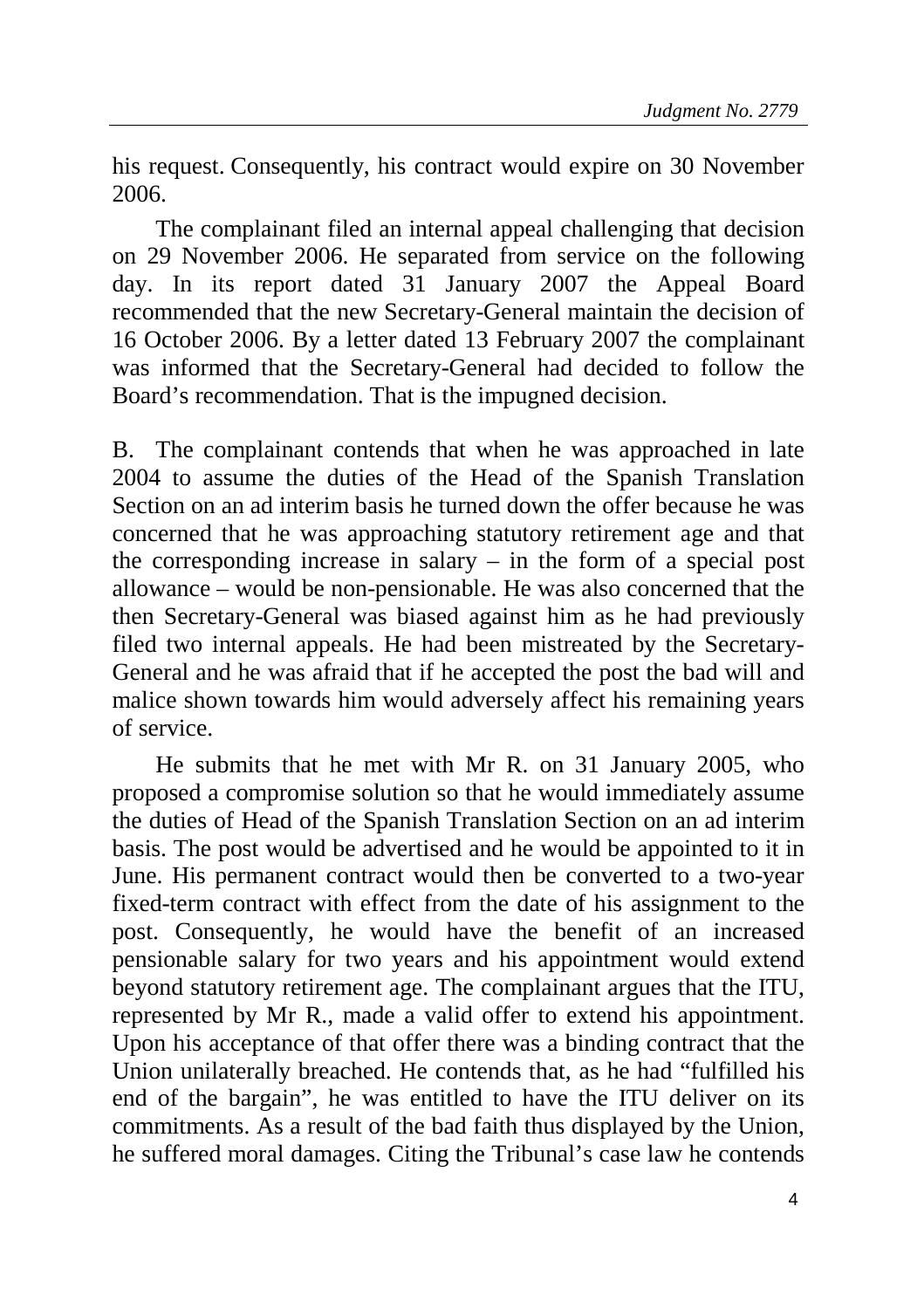his request. Consequently, his contract would expire on 30 November 2006.

The complainant filed an internal appeal challenging that decision on 29 November 2006. He separated from service on the following day. In its report dated 31 January 2007 the Appeal Board recommended that the new Secretary-General maintain the decision of 16 October 2006. By a letter dated 13 February 2007 the complainant was informed that the Secretary-General had decided to follow the Board's recommendation. That is the impugned decision.

B. The complainant contends that when he was approached in late 2004 to assume the duties of the Head of the Spanish Translation Section on an ad interim basis he turned down the offer because he was concerned that he was approaching statutory retirement age and that the corresponding increase in salary – in the form of a special post allowance – would be non-pensionable. He was also concerned that the then Secretary-General was biased against him as he had previously filed two internal appeals. He had been mistreated by the Secretary-General and he was afraid that if he accepted the post the bad will and malice shown towards him would adversely affect his remaining years of service.

He submits that he met with Mr R. on 31 January 2005, who proposed a compromise solution so that he would immediately assume the duties of Head of the Spanish Translation Section on an ad interim basis. The post would be advertised and he would be appointed to it in June. His permanent contract would then be converted to a two-year fixed-term contract with effect from the date of his assignment to the post. Consequently, he would have the benefit of an increased pensionable salary for two years and his appointment would extend beyond statutory retirement age. The complainant argues that the ITU, represented by Mr R., made a valid offer to extend his appointment. Upon his acceptance of that offer there was a binding contract that the Union unilaterally breached. He contends that, as he had "fulfilled his end of the bargain", he was entitled to have the ITU deliver on its commitments. As a result of the bad faith thus displayed by the Union, he suffered moral damages. Citing the Tribunal's case law he contends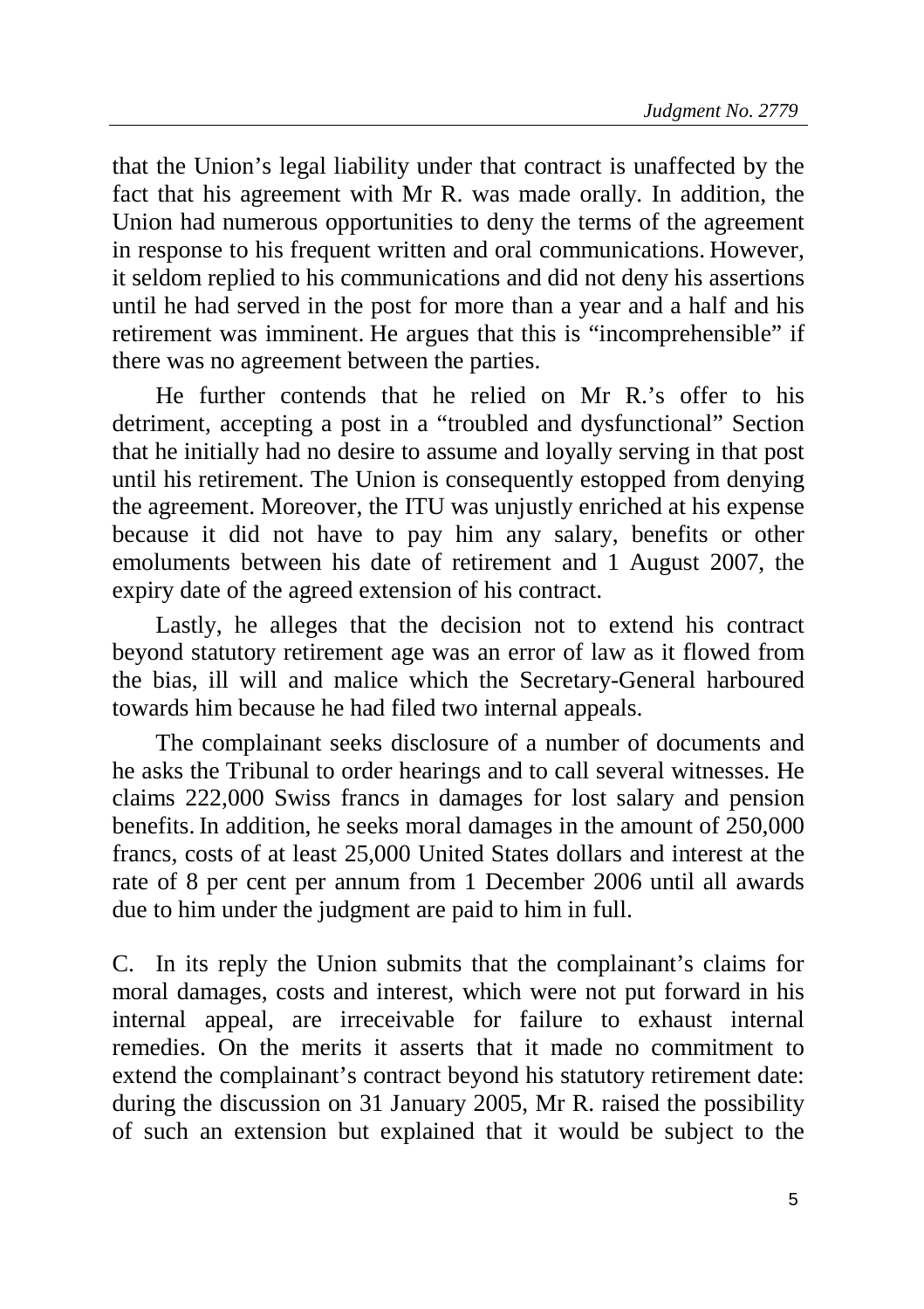that the Union's legal liability under that contract is unaffected by the fact that his agreement with Mr R. was made orally. In addition, the Union had numerous opportunities to deny the terms of the agreement in response to his frequent written and oral communications. However, it seldom replied to his communications and did not deny his assertions until he had served in the post for more than a year and a half and his retirement was imminent. He argues that this is "incomprehensible" if there was no agreement between the parties.

He further contends that he relied on Mr R.'s offer to his detriment, accepting a post in a "troubled and dysfunctional" Section that he initially had no desire to assume and loyally serving in that post until his retirement. The Union is consequently estopped from denying the agreement. Moreover, the ITU was unjustly enriched at his expense because it did not have to pay him any salary, benefits or other emoluments between his date of retirement and 1 August 2007, the expiry date of the agreed extension of his contract.

Lastly, he alleges that the decision not to extend his contract beyond statutory retirement age was an error of law as it flowed from the bias, ill will and malice which the Secretary-General harboured towards him because he had filed two internal appeals.

The complainant seeks disclosure of a number of documents and he asks the Tribunal to order hearings and to call several witnesses. He claims 222,000 Swiss francs in damages for lost salary and pension benefits. In addition, he seeks moral damages in the amount of 250,000 francs, costs of at least 25,000 United States dollars and interest at the rate of 8 per cent per annum from 1 December 2006 until all awards due to him under the judgment are paid to him in full.

C. In its reply the Union submits that the complainant's claims for moral damages, costs and interest, which were not put forward in his internal appeal, are irreceivable for failure to exhaust internal remedies. On the merits it asserts that it made no commitment to extend the complainant's contract beyond his statutory retirement date: during the discussion on 31 January 2005, Mr R. raised the possibility of such an extension but explained that it would be subject to the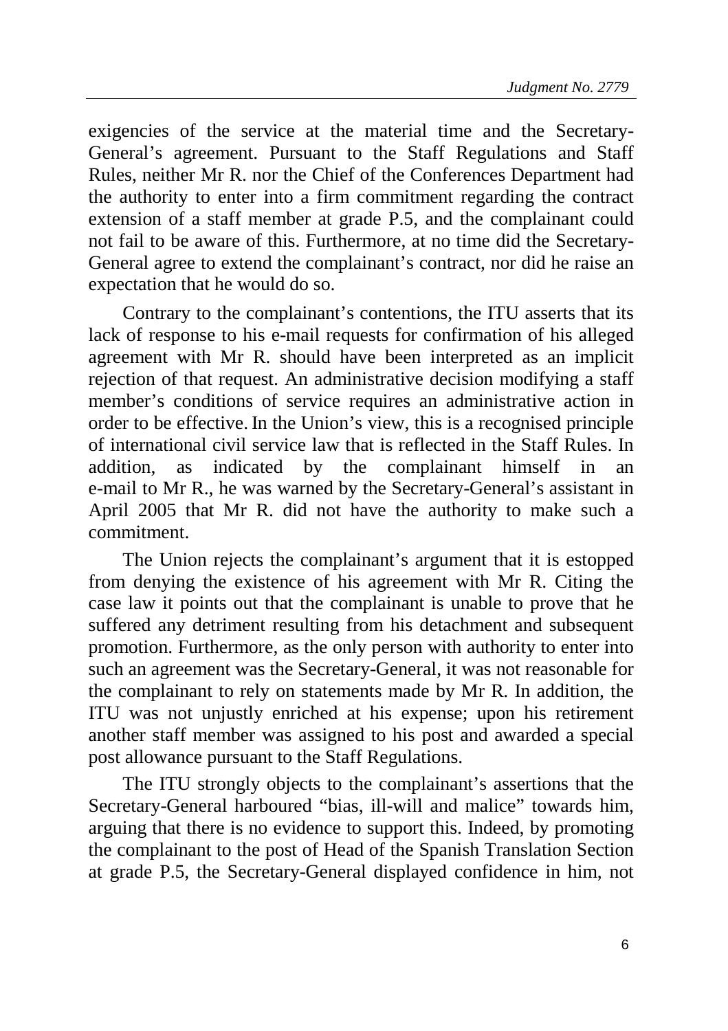exigencies of the service at the material time and the Secretary-General's agreement. Pursuant to the Staff Regulations and Staff Rules, neither Mr R. nor the Chief of the Conferences Department had the authority to enter into a firm commitment regarding the contract extension of a staff member at grade P.5, and the complainant could not fail to be aware of this. Furthermore, at no time did the Secretary-General agree to extend the complainant's contract, nor did he raise an expectation that he would do so.

Contrary to the complainant's contentions, the ITU asserts that its lack of response to his e-mail requests for confirmation of his alleged agreement with Mr R. should have been interpreted as an implicit rejection of that request. An administrative decision modifying a staff member's conditions of service requires an administrative action in order to be effective. In the Union's view, this is a recognised principle of international civil service law that is reflected in the Staff Rules. In addition, as indicated by the complainant himself in an e-mail to Mr R., he was warned by the Secretary-General's assistant in April 2005 that Mr R. did not have the authority to make such a commitment.

The Union rejects the complainant's argument that it is estopped from denying the existence of his agreement with Mr R. Citing the case law it points out that the complainant is unable to prove that he suffered any detriment resulting from his detachment and subsequent promotion. Furthermore, as the only person with authority to enter into such an agreement was the Secretary-General, it was not reasonable for the complainant to rely on statements made by Mr R. In addition, the ITU was not unjustly enriched at his expense; upon his retirement another staff member was assigned to his post and awarded a special post allowance pursuant to the Staff Regulations.

The ITU strongly objects to the complainant's assertions that the Secretary-General harboured "bias, ill-will and malice" towards him, arguing that there is no evidence to support this. Indeed, by promoting the complainant to the post of Head of the Spanish Translation Section at grade P.5, the Secretary-General displayed confidence in him, not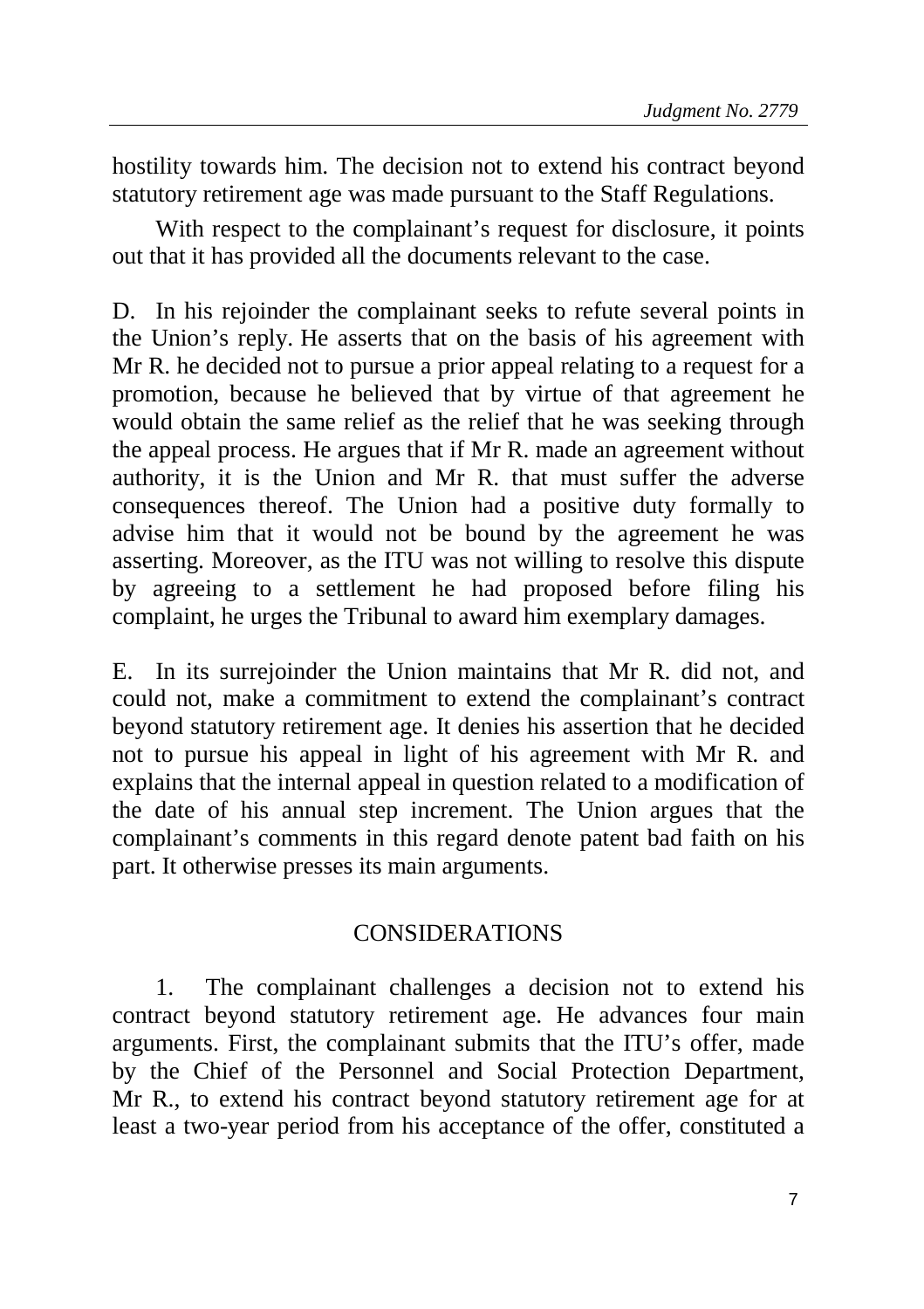hostility towards him. The decision not to extend his contract beyond statutory retirement age was made pursuant to the Staff Regulations.

With respect to the complainant's request for disclosure, it points out that it has provided all the documents relevant to the case.

D. In his rejoinder the complainant seeks to refute several points in the Union's reply. He asserts that on the basis of his agreement with Mr R. he decided not to pursue a prior appeal relating to a request for a promotion, because he believed that by virtue of that agreement he would obtain the same relief as the relief that he was seeking through the appeal process. He argues that if Mr R. made an agreement without authority, it is the Union and Mr R. that must suffer the adverse consequences thereof. The Union had a positive duty formally to advise him that it would not be bound by the agreement he was asserting. Moreover, as the ITU was not willing to resolve this dispute by agreeing to a settlement he had proposed before filing his complaint, he urges the Tribunal to award him exemplary damages.

E. In its surrejoinder the Union maintains that Mr R. did not, and could not, make a commitment to extend the complainant's contract beyond statutory retirement age. It denies his assertion that he decided not to pursue his appeal in light of his agreement with Mr R. and explains that the internal appeal in question related to a modification of the date of his annual step increment. The Union argues that the complainant's comments in this regard denote patent bad faith on his part. It otherwise presses its main arguments.

## CONSIDERATIONS

1. The complainant challenges a decision not to extend his contract beyond statutory retirement age. He advances four main arguments. First, the complainant submits that the ITU's offer, made by the Chief of the Personnel and Social Protection Department, Mr R., to extend his contract beyond statutory retirement age for at least a two-year period from his acceptance of the offer, constituted a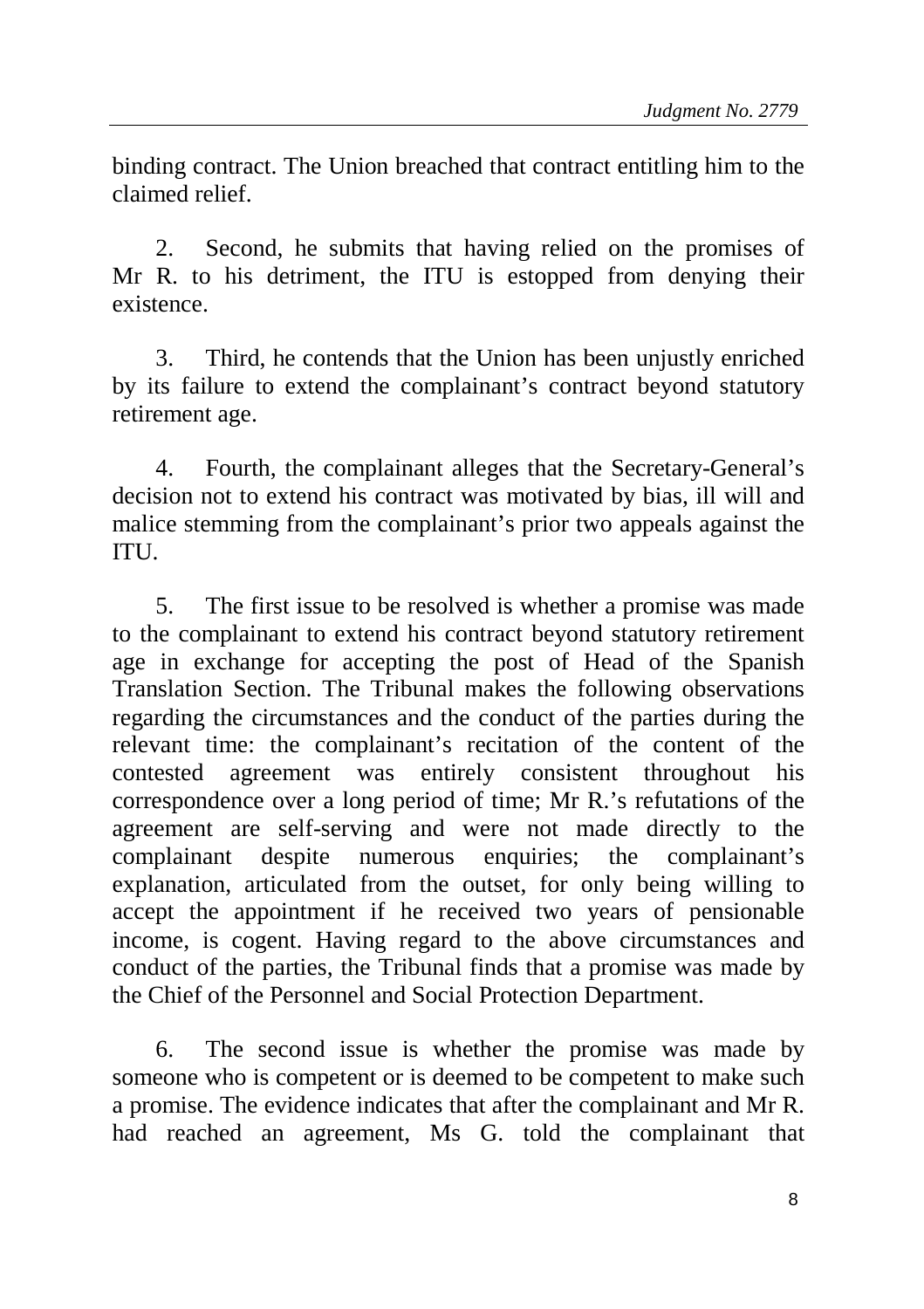binding contract. The Union breached that contract entitling him to the claimed relief.

2. Second, he submits that having relied on the promises of Mr R. to his detriment, the ITU is estopped from denying their existence.

3. Third, he contends that the Union has been unjustly enriched by its failure to extend the complainant's contract beyond statutory retirement age.

4. Fourth, the complainant alleges that the Secretary-General's decision not to extend his contract was motivated by bias, ill will and malice stemming from the complainant's prior two appeals against the ITU.

5. The first issue to be resolved is whether a promise was made to the complainant to extend his contract beyond statutory retirement age in exchange for accepting the post of Head of the Spanish Translation Section. The Tribunal makes the following observations regarding the circumstances and the conduct of the parties during the relevant time: the complainant's recitation of the content of the contested agreement was entirely consistent throughout his correspondence over a long period of time; Mr R.'s refutations of the agreement are self-serving and were not made directly to the complainant despite numerous enquiries; the complainant's explanation, articulated from the outset, for only being willing to accept the appointment if he received two years of pensionable income, is cogent. Having regard to the above circumstances and conduct of the parties, the Tribunal finds that a promise was made by the Chief of the Personnel and Social Protection Department.

6. The second issue is whether the promise was made by someone who is competent or is deemed to be competent to make such a promise. The evidence indicates that after the complainant and Mr R. had reached an agreement, Ms G. told the complainant that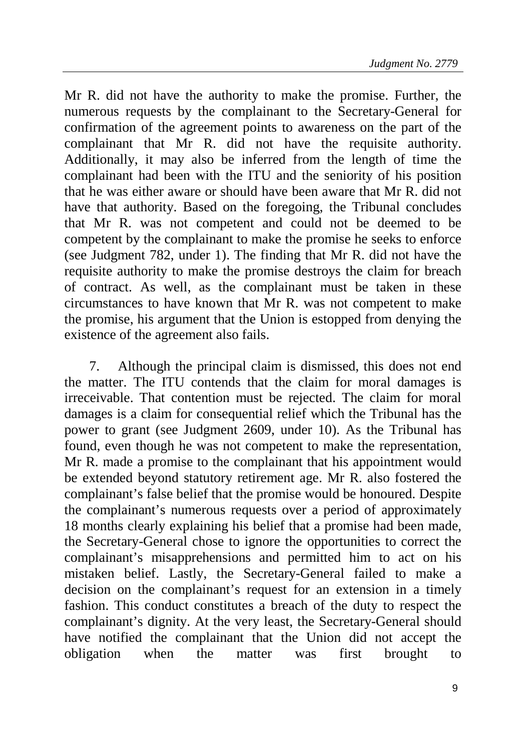Mr R. did not have the authority to make the promise. Further, the numerous requests by the complainant to the Secretary-General for confirmation of the agreement points to awareness on the part of the complainant that Mr R. did not have the requisite authority. Additionally, it may also be inferred from the length of time the complainant had been with the ITU and the seniority of his position that he was either aware or should have been aware that Mr R. did not have that authority. Based on the foregoing, the Tribunal concludes that Mr R. was not competent and could not be deemed to be competent by the complainant to make the promise he seeks to enforce (see Judgment 782, under 1). The finding that Mr R. did not have the requisite authority to make the promise destroys the claim for breach of contract. As well, as the complainant must be taken in these circumstances to have known that Mr R. was not competent to make the promise, his argument that the Union is estopped from denying the existence of the agreement also fails.

7. Although the principal claim is dismissed, this does not end the matter. The ITU contends that the claim for moral damages is irreceivable. That contention must be rejected. The claim for moral damages is a claim for consequential relief which the Tribunal has the power to grant (see Judgment 2609, under 10). As the Tribunal has found, even though he was not competent to make the representation, Mr R. made a promise to the complainant that his appointment would be extended beyond statutory retirement age. Mr R. also fostered the complainant's false belief that the promise would be honoured. Despite the complainant's numerous requests over a period of approximately 18 months clearly explaining his belief that a promise had been made, the Secretary-General chose to ignore the opportunities to correct the complainant's misapprehensions and permitted him to act on his mistaken belief. Lastly, the Secretary-General failed to make a decision on the complainant's request for an extension in a timely fashion. This conduct constitutes a breach of the duty to respect the complainant's dignity. At the very least, the Secretary-General should have notified the complainant that the Union did not accept the obligation when the matter was first brought to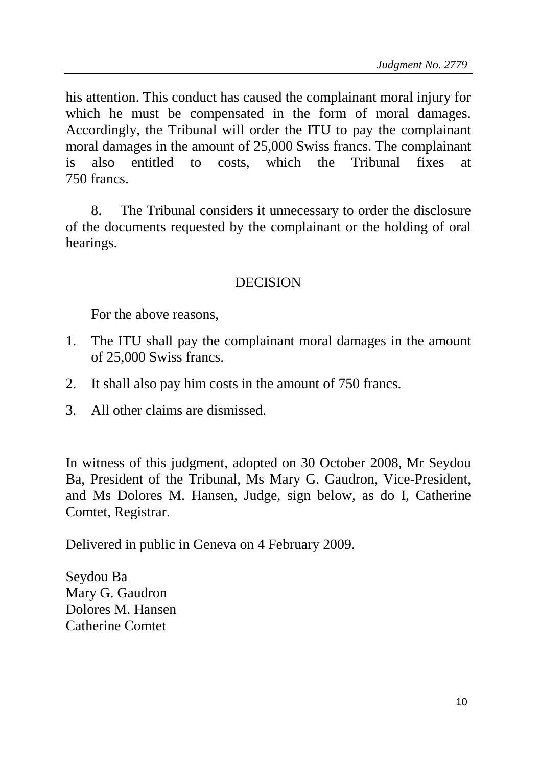his attention. This conduct has caused the complainant moral injury for which he must be compensated in the form of moral damages. Accordingly, the Tribunal will order the ITU to pay the complainant moral damages in the amount of 25,000 Swiss francs. The complainant is also entitled to costs, which the Tribunal fixes at 750 francs.

8. The Tribunal considers it unnecessary to order the disclosure of the documents requested by the complainant or the holding of oral hearings.

## DECISION

For the above reasons,

1. The ITU shall pay the complainant moral damages in the amount of 25,000 Swiss francs.
2. It shall also pay him costs in the amount of 750 francs.
3. All other claims are dismissed.

In witness of this judgment, adopted on 30 October 2008, Mr Seydou Ba, President of the Tribunal, Ms Mary G. Gaudron, Vice-President, and Ms Dolores M. Hansen, Judge, sign below, as do I, Catherine Comtet, Registrar.

Delivered in public in Geneva on 4 February 2009.

Seydou Ba
Mary G. Gaudron
Dolores M. Hansen
Catherine Comtet